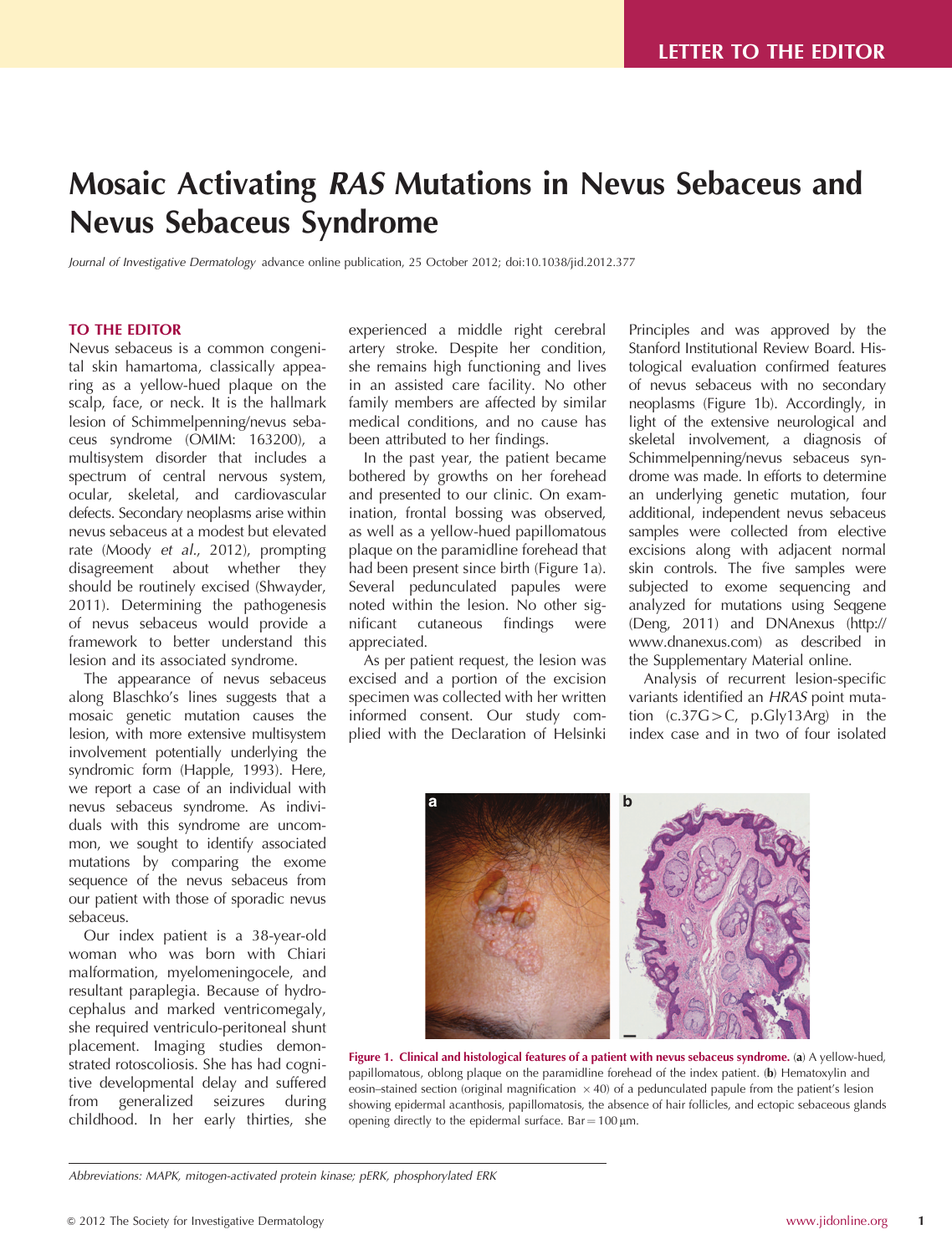LETTER TO THE EDITOR

# Mosaic Activating *RAS* Mutations in Nevus Sebaceus and Nevus Sebaceus Syndrome

*Journal of Investigative Dermatology* advance online publication, 25 October 2012; doi:10.1038/jid.2012.377

## TO THE EDITOR

Nevus sebaceus is a common congenital skin hamartoma, classically appearing as a yellow-hued plaque on the scalp, face, or neck. It is the hallmark lesion of Schimmelpenning/nevus sebaceus syndrome (OMIM: 163200), a multisystem disorder that includes a spectrum of central nervous system, ocular, skeletal, and cardiovascular defects. Secondary neoplasms arise within nevus sebaceus at a modest but elevated rate (Moody *et al.*, 2012), prompting disagreement about whether they should be routinely excised (Shwayder, 2011). Determining the pathogenesis of nevus sebaceus would provide a framework to better understand this lesion and its associated syndrome.

The appearance of nevus sebaceus along Blaschko's lines suggests that a mosaic genetic mutation causes the lesion, with more extensive multisystem involvement potentially underlying the syndromic form (Happle, 1993). Here, we report a case of an individual with nevus sebaceus syndrome. As individuals with this syndrome are uncommon, we sought to identify associated mutations by comparing the exome sequence of the nevus sebaceus from our patient with those of sporadic nevus sebaceus.

Our index patient is a 38-year-old woman who was born with Chiari malformation, myelomeningocele, and resultant paraplegia. Because of hydrocephalus and marked ventricomegaly, she required ventriculo-peritoneal shunt placement. Imaging studies demonstrated rotoscoliosis. She has had cognitive developmental delay and suffered from generalized seizures during childhood. In her early thirties, she experienced a middle right cerebral artery stroke. Despite her condition, she remains high functioning and lives in an assisted care facility. No other family members are affected by similar medical conditions, and no cause has been attributed to her findings.

In the past year, the patient became bothered by growths on her forehead and presented to our clinic. On examination, frontal bossing was observed, as well as a yellow-hued papillomatous plaque on the paramidline forehead that had been present since birth (Figure 1a). Several pedunculated papules were noted within the lesion. No other significant cutaneous findings were appreciated.

As per patient request, the lesion was excised and a portion of the excision specimen was collected with her written informed consent. Our study complied with the Declaration of Helsinki Principles and was approved by the Stanford Institutional Review Board. Histological evaluation confirmed features of nevus sebaceus with no secondary neoplasms (Figure 1b). Accordingly, in light of the extensive neurological and skeletal involvement, a diagnosis of Schimmelpenning/nevus sebaceus syndrome was made. In efforts to determine an underlying genetic mutation, four additional, independent nevus sebaceus samples were collected from elective excisions along with adjacent normal skin controls. The five samples were subjected to exome sequencing and analyzed for mutations using Seqgene (Deng, 2011) and DNAnexus (http://www.dnanexus.com) as described in the Supplementary Material online.

Analysis of recurrent lesion-specific variants identified an *HRAS* point mutation (c.37G>C, p.Gly13Arg) in the index case and in two of four isolated

**Figure 1. Clinical and histological features of a patient with nevus sebaceus syndrome.** (**a**) A yellow-hued, papillomatous, oblong plaque on the paramidline forehead of the index patient. (**b**) Hematoxylin and eosin–stained section (original magnification ×40) of a pedunculated papule from the patient's lesion showing epidermal acanthosis, papillomatosis, the absence of hair follicles, and ectopic sebaceous glands opening directly to the epidermal surface. Bar = 100 μm.

Abbreviations: MAPK, mitogen-activated protein kinase; pERK, phosphorylated ERK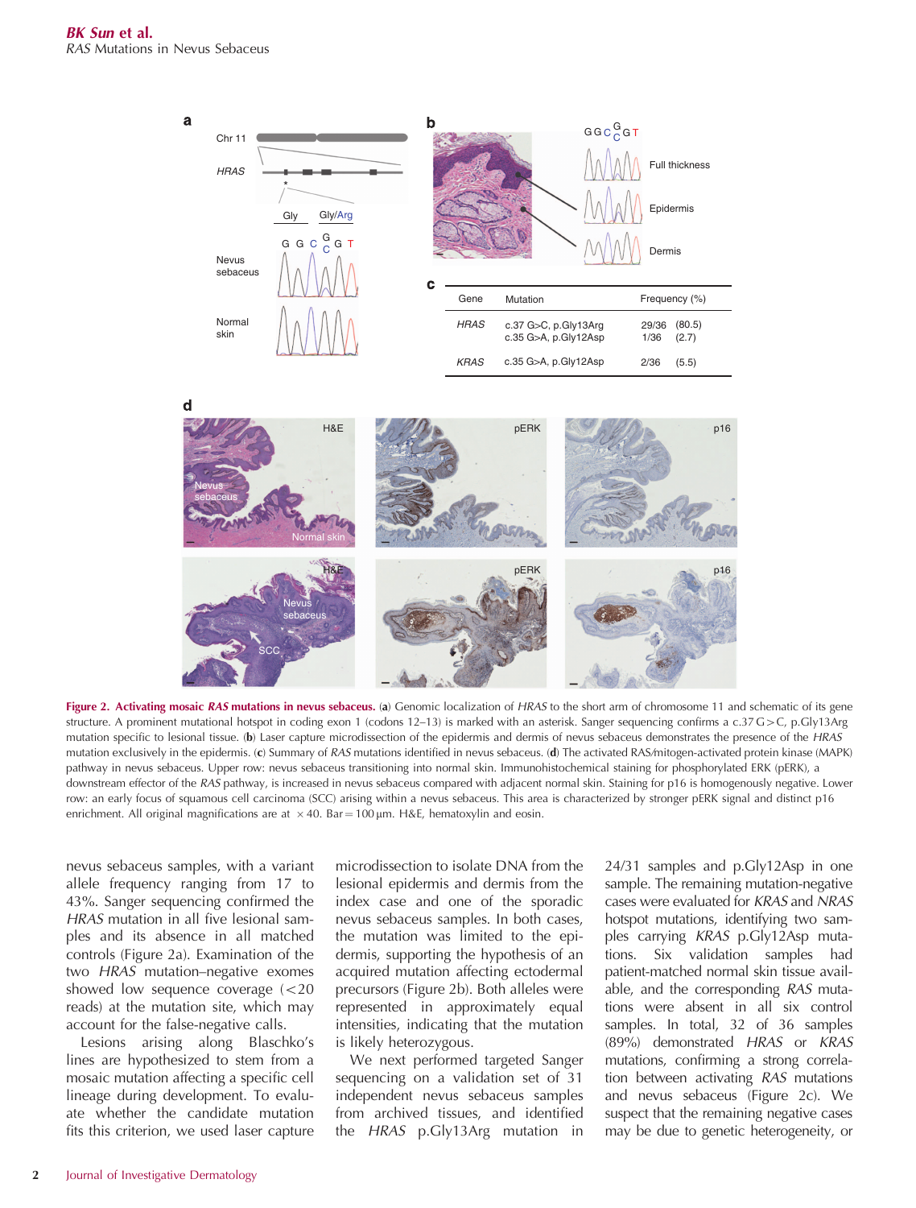| Gene | Mutation | Frequency (%) |
|---|---|---|
| *HRAS* | c.37 G>C, p.Gly13Arg | 29/36 (80.5) |
| | c.35 G>A, p.Gly12Asp | 1/36 (2.7) |
| *KRAS* | c.35 G>A, p.Gly12Asp | 2/36 (5.5) |

**Figure 2. Activating mosaic *RAS* mutations in nevus sebaceus.** (**a**) Genomic localization of *HRAS* to the short arm of chromosome 11 and schematic of its gene structure. A prominent mutational hotspot in coding exon 1 (codons 12–13) is marked with an asterisk. Sanger sequencing confirms a c.37 G>C, p.Gly13Arg mutation specific to lesional tissue. (**b**) Laser capture microdissection of the epidermis and dermis of nevus sebaceus demonstrates the presence of the *HRAS* mutation exclusively in the epidermis. (**c**) Summary of *RAS* mutations identified in nevus sebaceus. (**d**) The activated RAS/mitogen-activated protein kinase (MAPK) pathway in nevus sebaceus. Upper row: nevus sebaceus transitioning into normal skin. Immunohistochemical staining for phosphorylated ERK (pERK), a downstream effector of the *RAS* pathway, is increased in nevus sebaceus compared with adjacent normal skin. Staining for p16 is homogenously negative. Lower row: an early focus of squamous cell carcinoma (SCC) arising within a nevus sebaceus. This area is characterized by stronger pERK signal and distinct p16 enrichment. All original magnifications are at ×40. Bar = 100 μm. H&E, hematoxylin and eosin.

nevus sebaceus samples, with a variant allele frequency ranging from 17 to 43%. Sanger sequencing confirmed the *HRAS* mutation in all five lesional samples and its absence in all matched controls (Figure 2a). Examination of the two *HRAS* mutation–negative exomes showed low sequence coverage (<20 reads) at the mutation site, which may account for the false-negative calls.

Lesions arising along Blaschko's lines are hypothesized to stem from a mosaic mutation affecting a specific cell lineage during development. To evaluate whether the candidate mutation fits this criterion, we used laser capture microdissection to isolate DNA from the lesional epidermis and dermis from the index case and one of the sporadic nevus sebaceus samples. In both cases, the mutation was limited to the epidermis, supporting the hypothesis of an acquired mutation affecting ectodermal precursors (Figure 2b). Both alleles were represented in approximately equal intensities, indicating that the mutation is likely heterozygous.

We next performed targeted Sanger sequencing on a validation set of 31 independent nevus sebaceus samples from archived tissues, and identified the *HRAS* p.Gly13Arg mutation in 24/31 samples and p.Gly12Asp in one sample. The remaining mutation-negative cases were evaluated for *KRAS* and *NRAS* hotspot mutations, identifying two samples carrying *KRAS* p.Gly12Asp mutations. Six validation samples had patient-matched normal skin tissue available, and the corresponding *RAS* mutations were absent in all six control samples. In total, 32 of 36 samples (89%) demonstrated *HRAS* or *KRAS* mutations, confirming a strong correlation between activating *RAS* mutations and nevus sebaceus (Figure 2c). We suspect that the remaining negative cases may be due to genetic heterogeneity, or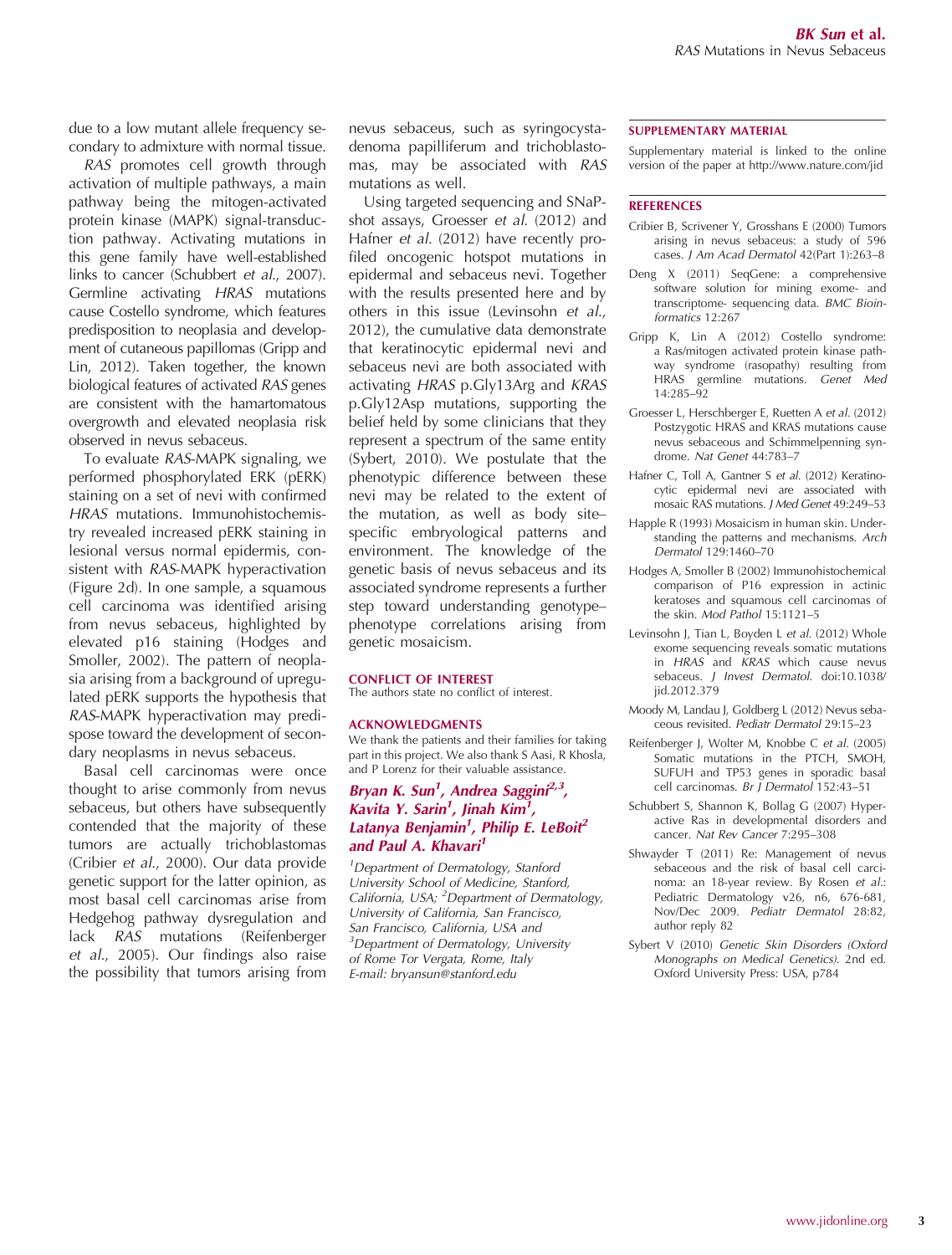due to a low mutant allele frequency secondary to admixture with normal tissue.

*RAS* promotes cell growth through activation of multiple pathways, a main pathway being the mitogen-activated protein kinase (MAPK) signal-transduction pathway. Activating mutations in this gene family have well-established links to cancer (Schubbert *et al.*, 2007). Germline activating *HRAS* mutations cause Costello syndrome, which features predisposition to neoplasia and development of cutaneous papillomas (Gripp and Lin, 2012). Taken together, the known biological features of activated *RAS* genes are consistent with the hamartomatous overgrowth and elevated neoplasia risk observed in nevus sebaceus.

To evaluate *RAS*-MAPK signaling, we performed phosphorylated ERK (pERK) staining on a set of nevi with confirmed *HRAS* mutations. Immunohistochemistry revealed increased pERK staining in lesional versus normal epidermis, consistent with *RAS*-MAPK hyperactivation (Figure 2d). In one sample, a squamous cell carcinoma was identified arising from nevus sebaceus, highlighted by elevated p16 staining (Hodges and Smoller, 2002). The pattern of neoplasia arising from a background of upregulated pERK supports the hypothesis that *RAS*-MAPK hyperactivation may predispose toward the development of secondary neoplasms in nevus sebaceus.

Basal cell carcinomas were once thought to arise commonly from nevus sebaceus, but others have subsequently contended that the majority of these tumors are actually trichoblastomas (Cribier *et al.*, 2000). Our data provide genetic support for the latter opinion, as most basal cell carcinomas arise from Hedgehog pathway dysregulation and lack *RAS* mutations (Reifenberger *et al.*, 2005). Our findings also raise the possibility that tumors arising from nevus sebaceus, such as syringocystadenoma papilliferum and trichoblastomas, may be associated with *RAS* mutations as well.

Using targeted sequencing and SNaPshot assays, Groesser *et al.* (2012) and Hafner *et al.* (2012) have recently profiled oncogenic hotspot mutations in epidermal and sebaceus nevi. Together with the results presented here and by others in this issue (Levinsohn *et al.*, 2012), the cumulative data demonstrate that keratinocytic epidermal nevi and sebaceus nevi are both associated with activating *HRAS* p.Gly13Arg and *KRAS* p.Gly12Asp mutations, supporting the belief held by some clinicians that they represent a spectrum of the same entity (Sybert, 2010). We postulate that the phenotypic difference between these nevi may be related to the extent of the mutation, as well as body site–specific embryological patterns and environment. The knowledge of the genetic basis of nevus sebaceus and its associated syndrome represents a further step toward understanding genotype–phenotype correlations arising from genetic mosaicism.

## CONFLICT OF INTEREST

The authors state no conflict of interest.

## ACKNOWLEDGMENTS

We thank the patients and their families for taking part in this project. We also thank S Aasi, R Khosla, and P Lorenz for their valuable assistance.

**Bryan K. Sun[1], Andrea Saggini[2,3], Kavita Y. Sarin[1], Jinah Kim[1], Latanya Benjamin[1], Philip E. LeBoit[2] and Paul A. Khavari[1]**

[1]Department of Dermatology, Stanford University School of Medicine, Stanford, California, USA; [2]Department of Dermatology, University of California, San Francisco, San Francisco, California, USA and [3]Department of Dermatology, University of Rome Tor Vergata, Rome, Italy
E-mail: bryansun@stanford.edu

## SUPPLEMENTARY MATERIAL

Supplementary material is linked to the online version of the paper at http://www.nature.com/jid

## REFERENCES

Cribier B, Scrivener Y, Grosshans E (2000) Tumors arising in nevus sebaceus: a study of 596 cases. *J Am Acad Dermatol* 42(Part 1):263–8

Deng X (2011) SeqGene: a comprehensive software solution for mining exome- and transcriptome- sequencing data. *BMC Bioinformatics* 12:267

Gripp K, Lin A (2012) Costello syndrome: a Ras/mitogen activated protein kinase pathway syndrome (rasopathy) resulting from HRAS germline mutations. *Genet Med* 14:285–92

Groesser L, Herschberger E, Ruetten A *et al.* (2012) Postzygotic HRAS and KRAS mutations cause nevus sebaceous and Schimmelpenning syndrome. *Nat Genet* 44:783–7

Hafner C, Toll A, Gantner S *et al.* (2012) Keratinocytic epidermal nevi are associated with mosaic RAS mutations. *J Med Genet* 49:249–53

Happle R (1993) Mosaicism in human skin. Understanding the patterns and mechanisms. *Arch Dermatol* 129:1460–70

Hodges A, Smoller B (2002) Immunohistochemical comparison of P16 expression in actinic keratoses and squamous cell carcinomas of the skin. *Mod Pathol* 15:1121–5

Levinsohn J, Tian L, Boyden L *et al.* (2012) Whole exome sequencing reveals somatic mutations in *HRAS* and *KRAS* which cause nevus sebaceus. *J Invest Dermatol.* doi:10.1038/jid.2012.379

Moody M, Landau J, Goldberg L (2012) Nevus sebaceous revisited. *Pediatr Dermatol* 29:15–23

Reifenberger J, Wolter M, Knobbe C *et al.* (2005) Somatic mutations in the PTCH, SMOH, SUFUH and TP53 genes in sporadic basal cell carcinomas. *Br J Dermatol* 152:43–51

Schubbert S, Shannon K, Bollag G (2007) Hyperactive Ras in developmental disorders and cancer. *Nat Rev Cancer* 7:295–308

Shwayder T (2011) Re: Management of nevus sebaceous and the risk of basal cell carcinoma: an 18-year review. By Rosen *et al.*: Pediatric Dermatology v26, n6, 676-681, Nov/Dec 2009. *Pediatr Dermatol* 28:82, author reply 82

Sybert V (2010) *Genetic Skin Disorders (Oxford Monographs on Medical Genetics).* 2nd ed. Oxford University Press: USA, p784